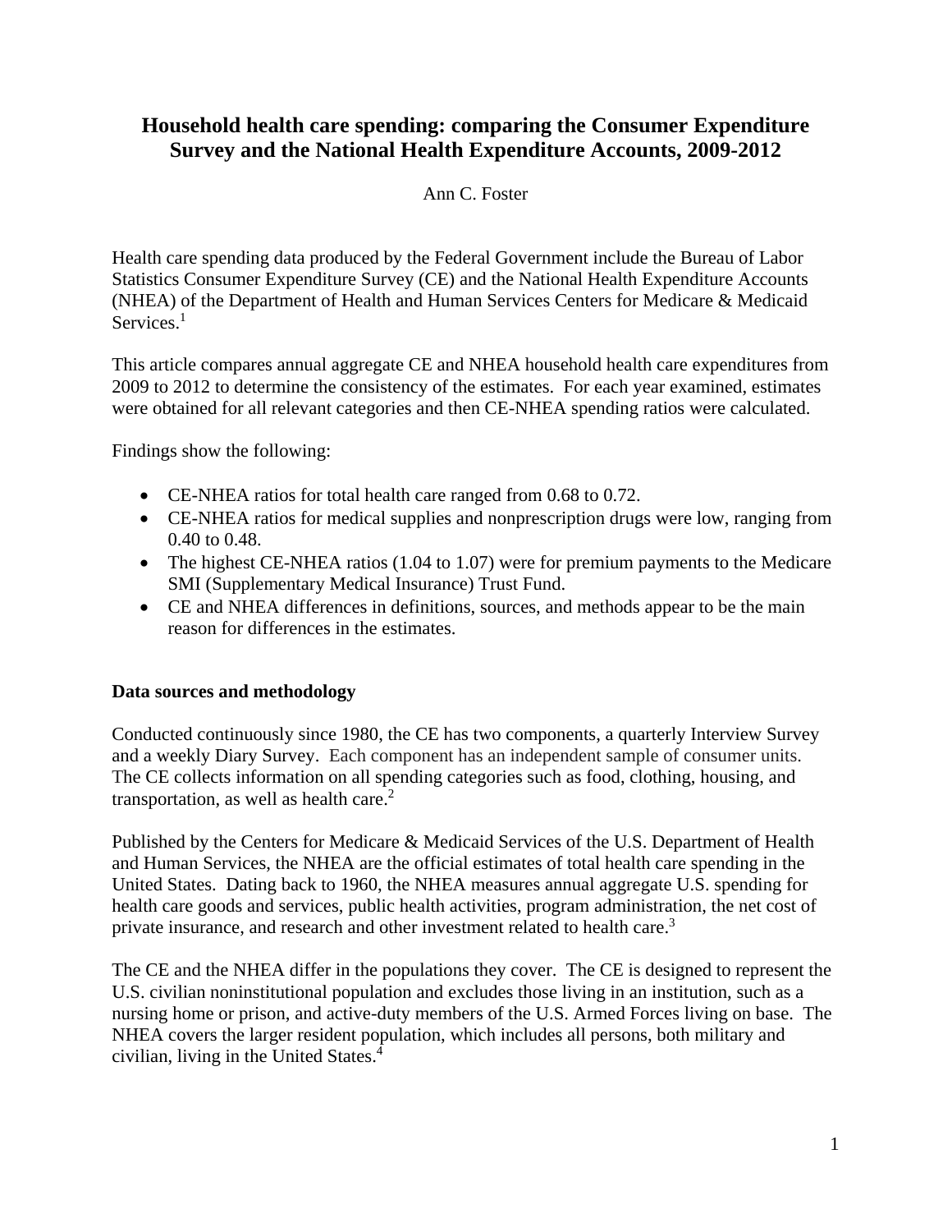# Household health care spending: comparing the Consumer Expenditure Survey and the National Health Expenditure Accounts, 2009-2012

Ann C. Foster

Health care spending data produced by the Federal Government include the Bureau of Labor Statistics Consumer Expenditure Survey (CE) and the National Health Expenditure Accounts (NHEA) of the Department of Health and Human Services Centers for Medicare & Medicaid Services.[1]

This article compares annual aggregate CE and NHEA household health care expenditures from 2009 to 2012 to determine the consistency of the estimates. For each year examined, estimates were obtained for all relevant categories and then CE-NHEA spending ratios were calculated.

Findings show the following:

- CE-NHEA ratios for total health care ranged from 0.68 to 0.72.
- CE-NHEA ratios for medical supplies and nonprescription drugs were low, ranging from 0.40 to 0.48.
- The highest CE-NHEA ratios (1.04 to 1.07) were for premium payments to the Medicare SMI (Supplementary Medical Insurance) Trust Fund.
- CE and NHEA differences in definitions, sources, and methods appear to be the main reason for differences in the estimates.

### Data sources and methodology

Conducted continuously since 1980, the CE has two components, a quarterly Interview Survey and a weekly Diary Survey. Each component has an independent sample of consumer units. The CE collects information on all spending categories such as food, clothing, housing, and transportation, as well as health care.[2]

Published by the Centers for Medicare & Medicaid Services of the U.S. Department of Health and Human Services, the NHEA are the official estimates of total health care spending in the United States. Dating back to 1960, the NHEA measures annual aggregate U.S. spending for health care goods and services, public health activities, program administration, the net cost of private insurance, and research and other investment related to health care.[3]

The CE and the NHEA differ in the populations they cover. The CE is designed to represent the U.S. civilian noninstitutional population and excludes those living in an institution, such as a nursing home or prison, and active-duty members of the U.S. Armed Forces living on base. The NHEA covers the larger resident population, which includes all persons, both military and civilian, living in the United States.[4]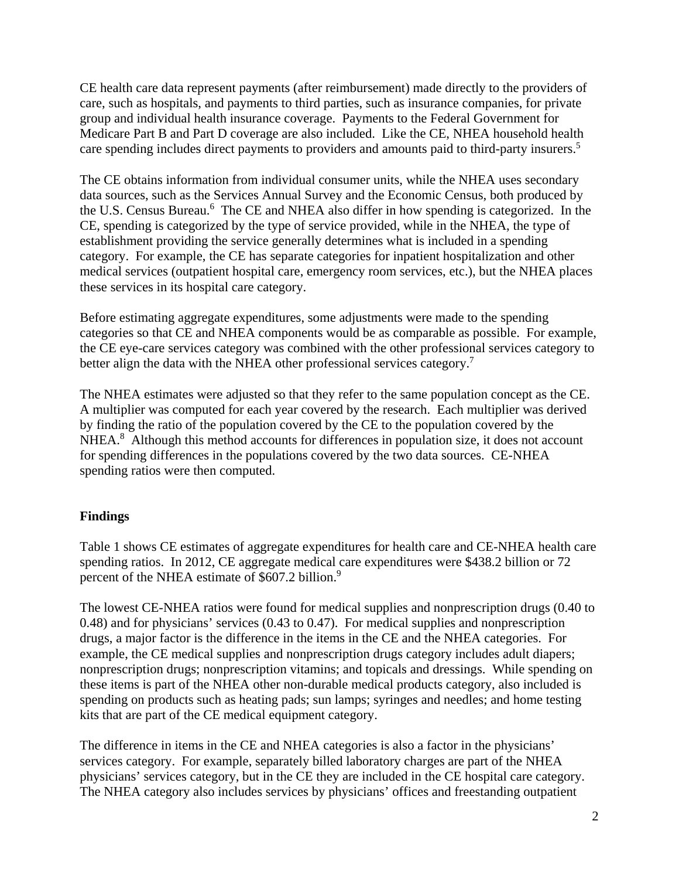CE health care data represent payments (after reimbursement) made directly to the providers of care, such as hospitals, and payments to third parties, such as insurance companies, for private group and individual health insurance coverage. Payments to the Federal Government for Medicare Part B and Part D coverage are also included. Like the CE, NHEA household health care spending includes direct payments to providers and amounts paid to third-party insurers.[5]

The CE obtains information from individual consumer units, while the NHEA uses secondary data sources, such as the Services Annual Survey and the Economic Census, both produced by the U.S. Census Bureau.[6] The CE and NHEA also differ in how spending is categorized. In the CE, spending is categorized by the type of service provided, while in the NHEA, the type of establishment providing the service generally determines what is included in a spending category. For example, the CE has separate categories for inpatient hospitalization and other medical services (outpatient hospital care, emergency room services, etc.), but the NHEA places these services in its hospital care category.

Before estimating aggregate expenditures, some adjustments were made to the spending categories so that CE and NHEA components would be as comparable as possible. For example, the CE eye-care services category was combined with the other professional services category to better align the data with the NHEA other professional services category.[7]

The NHEA estimates were adjusted so that they refer to the same population concept as the CE. A multiplier was computed for each year covered by the research. Each multiplier was derived by finding the ratio of the population covered by the CE to the population covered by the NHEA.[8] Although this method accounts for differences in population size, it does not account for spending differences in the populations covered by the two data sources. CE-NHEA spending ratios were then computed.

## Findings

Table 1 shows CE estimates of aggregate expenditures for health care and CE-NHEA health care spending ratios. In 2012, CE aggregate medical care expenditures were $438.2 billion or 72 percent of the NHEA estimate of $607.2 billion.[9]

The lowest CE-NHEA ratios were found for medical supplies and nonprescription drugs (0.40 to 0.48) and for physicians' services (0.43 to 0.47). For medical supplies and nonprescription drugs, a major factor is the difference in the items in the CE and the NHEA categories. For example, the CE medical supplies and nonprescription drugs category includes adult diapers; nonprescription drugs; nonprescription vitamins; and topicals and dressings. While spending on these items is part of the NHEA other non-durable medical products category, also included is spending on products such as heating pads; sun lamps; syringes and needles; and home testing kits that are part of the CE medical equipment category.

The difference in items in the CE and NHEA categories is also a factor in the physicians' services category. For example, separately billed laboratory charges are part of the NHEA physicians' services category, but in the CE they are included in the CE hospital care category. The NHEA category also includes services by physicians' offices and freestanding outpatient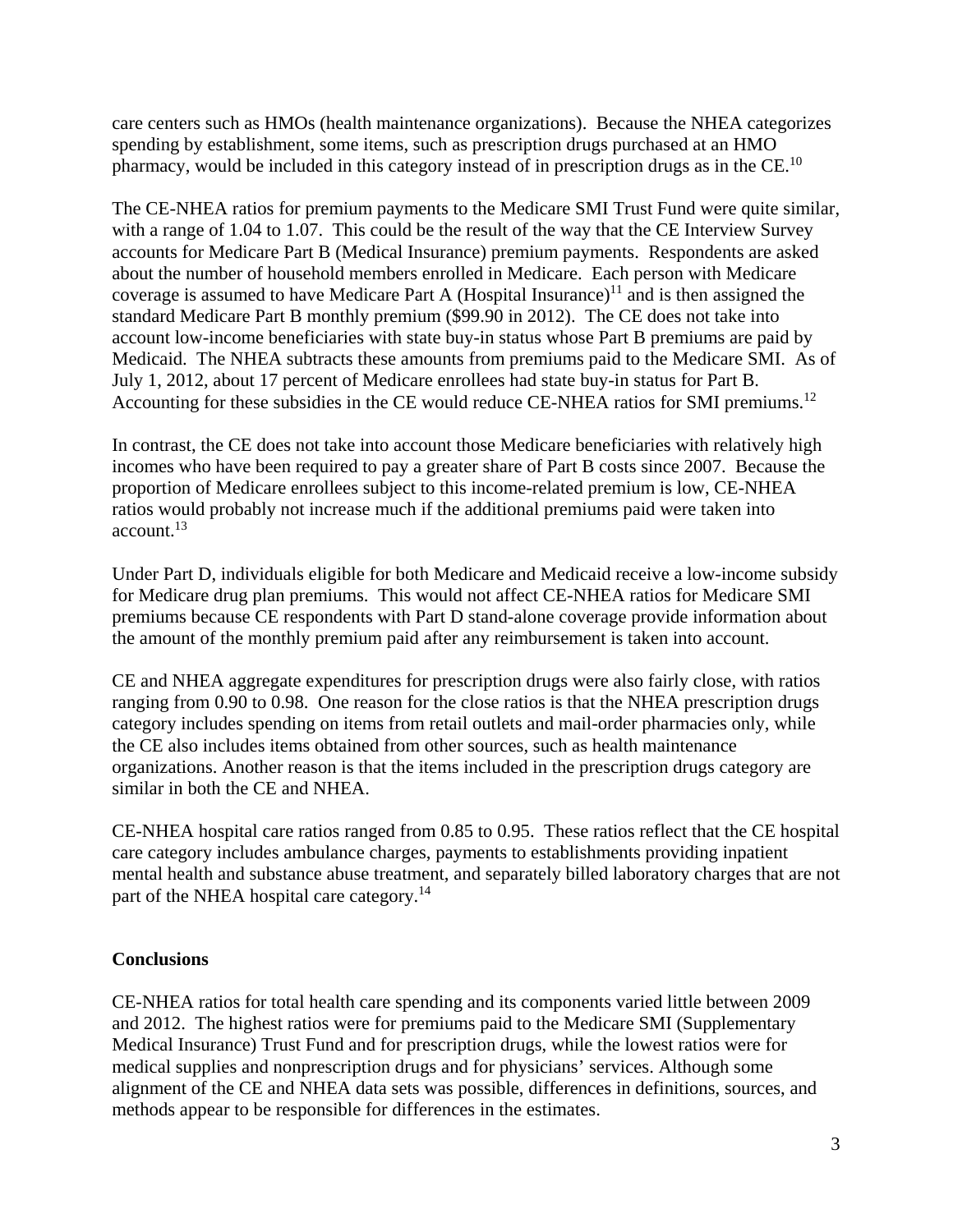care centers such as HMOs (health maintenance organizations). Because the NHEA categorizes spending by establishment, some items, such as prescription drugs purchased at an HMO pharmacy, would be included in this category instead of in prescription drugs as in the CE.[10]

The CE-NHEA ratios for premium payments to the Medicare SMI Trust Fund were quite similar, with a range of 1.04 to 1.07. This could be the result of the way that the CE Interview Survey accounts for Medicare Part B (Medical Insurance) premium payments. Respondents are asked about the number of household members enrolled in Medicare. Each person with Medicare coverage is assumed to have Medicare Part A (Hospital Insurance)[11] and is then assigned the standard Medicare Part B monthly premium ($99.90 in 2012). The CE does not take into account low-income beneficiaries with state buy-in status whose Part B premiums are paid by Medicaid. The NHEA subtracts these amounts from premiums paid to the Medicare SMI. As of July 1, 2012, about 17 percent of Medicare enrollees had state buy-in status for Part B. Accounting for these subsidies in the CE would reduce CE-NHEA ratios for SMI premiums.[12]

In contrast, the CE does not take into account those Medicare beneficiaries with relatively high incomes who have been required to pay a greater share of Part B costs since 2007. Because the proportion of Medicare enrollees subject to this income-related premium is low, CE-NHEA ratios would probably not increase much if the additional premiums paid were taken into account.[13]

Under Part D, individuals eligible for both Medicare and Medicaid receive a low-income subsidy for Medicare drug plan premiums. This would not affect CE-NHEA ratios for Medicare SMI premiums because CE respondents with Part D stand-alone coverage provide information about the amount of the monthly premium paid after any reimbursement is taken into account.

CE and NHEA aggregate expenditures for prescription drugs were also fairly close, with ratios ranging from 0.90 to 0.98. One reason for the close ratios is that the NHEA prescription drugs category includes spending on items from retail outlets and mail-order pharmacies only, while the CE also includes items obtained from other sources, such as health maintenance organizations. Another reason is that the items included in the prescription drugs category are similar in both the CE and NHEA.

CE-NHEA hospital care ratios ranged from 0.85 to 0.95. These ratios reflect that the CE hospital care category includes ambulance charges, payments to establishments providing inpatient mental health and substance abuse treatment, and separately billed laboratory charges that are not part of the NHEA hospital care category.[14]

## Conclusions

CE-NHEA ratios for total health care spending and its components varied little between 2009 and 2012. The highest ratios were for premiums paid to the Medicare SMI (Supplementary Medical Insurance) Trust Fund and for prescription drugs, while the lowest ratios were for medical supplies and nonprescription drugs and for physicians' services. Although some alignment of the CE and NHEA data sets was possible, differences in definitions, sources, and methods appear to be responsible for differences in the estimates.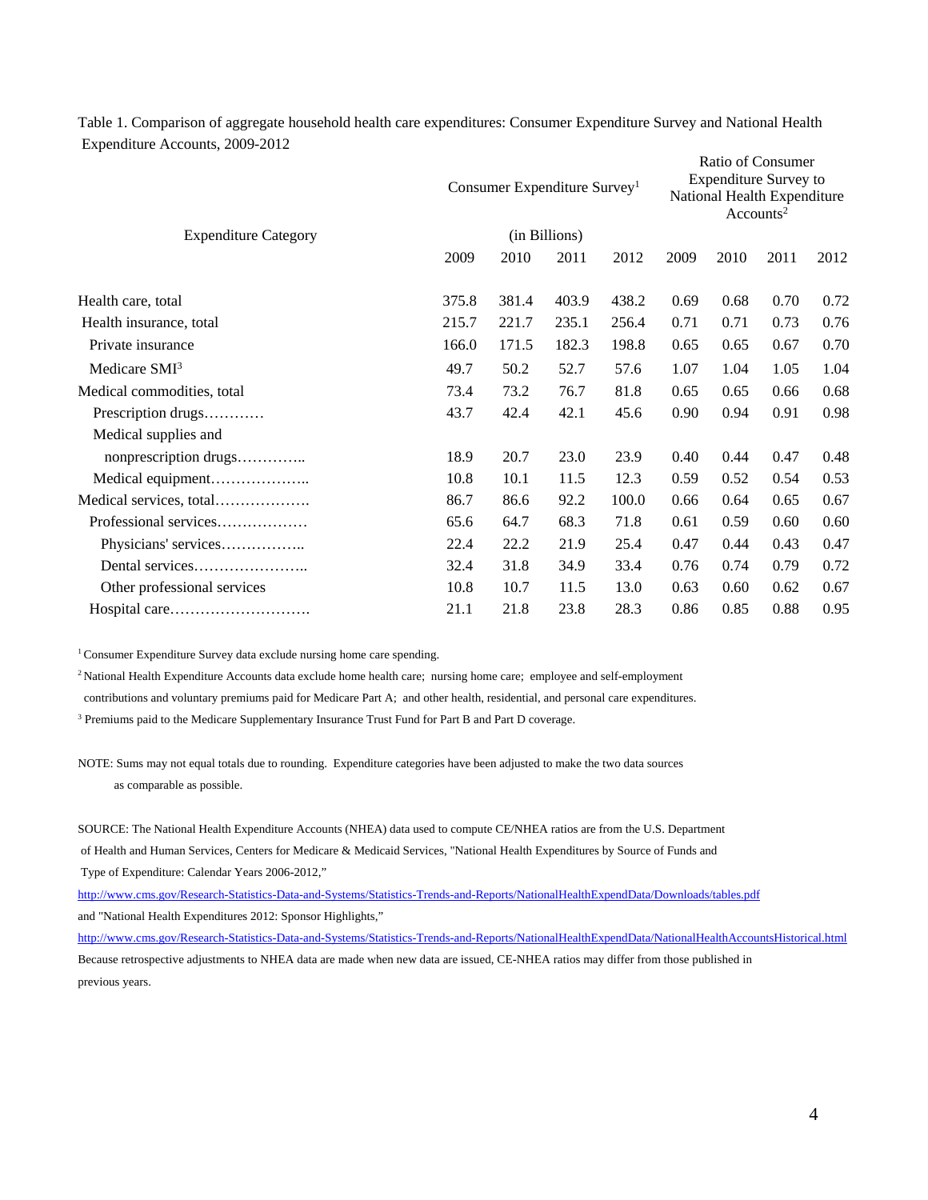Table 1. Comparison of aggregate household health care expenditures: Consumer Expenditure Survey and National Health Expenditure Accounts, 2009-2012

| Expenditure Category | Consumer Expenditure Survey[1] (in Billions) | | | | Ratio of Consumer Expenditure Survey to National Health Expenditure Accounts[2] | | | |
|---|---|---|---|---|---|---|---|---|
| | 2009 | 2010 | 2011 | 2012 | 2009 | 2010 | 2011 | 2012 |
| Health care, total | 375.8 | 381.4 | 403.9 | 438.2 | 0.69 | 0.68 | 0.70 | 0.72 |
| Health insurance, total | 215.7 | 221.7 | 235.1 | 256.4 | 0.71 | 0.71 | 0.73 | 0.76 |
| Private insurance | 166.0 | 171.5 | 182.3 | 198.8 | 0.65 | 0.65 | 0.67 | 0.70 |
| Medicare SMI[3] | 49.7 | 50.2 | 52.7 | 57.6 | 1.07 | 1.04 | 1.05 | 1.04 |
| Medical commodities, total | 73.4 | 73.2 | 76.7 | 81.8 | 0.65 | 0.65 | 0.66 | 0.68 |
| Prescription drugs………… | 43.7 | 42.4 | 42.1 | 45.6 | 0.90 | 0.94 | 0.91 | 0.98 |
| Medical supplies and nonprescription drugs………….. | 18.9 | 20.7 | 23.0 | 23.9 | 0.40 | 0.44 | 0.47 | 0.48 |
| Medical equipment……………….. | 10.8 | 10.1 | 11.5 | 12.3 | 0.59 | 0.52 | 0.54 | 0.53 |
| Medical services, total………………. | 86.7 | 86.6 | 92.2 | 100.0 | 0.66 | 0.64 | 0.65 | 0.67 |
| Professional services……………… | 65.6 | 64.7 | 68.3 | 71.8 | 0.61 | 0.59 | 0.60 | 0.60 |
| Physicians' services…………….. | 22.4 | 22.2 | 21.9 | 25.4 | 0.47 | 0.44 | 0.43 | 0.47 |
| Dental services………………….. | 32.4 | 31.8 | 34.9 | 33.4 | 0.76 | 0.74 | 0.79 | 0.72 |
| Other professional services | 10.8 | 10.7 | 11.5 | 13.0 | 0.63 | 0.60 | 0.62 | 0.67 |
| Hospital care………………………. | 21.1 | 21.8 | 23.8 | 28.3 | 0.86 | 0.85 | 0.88 | 0.95 |

[1] Consumer Expenditure Survey data exclude nursing home care spending.

[2] National Health Expenditure Accounts data exclude home health care; nursing home care; employee and self-employment contributions and voluntary premiums paid for Medicare Part A; and other health, residential, and personal care expenditures.

[3] Premiums paid to the Medicare Supplementary Insurance Trust Fund for Part B and Part D coverage.

NOTE: Sums may not equal totals due to rounding. Expenditure categories have been adjusted to make the two data sources as comparable as possible.

SOURCE: The National Health Expenditure Accounts (NHEA) data used to compute CE/NHEA ratios are from the U.S. Department of Health and Human Services, Centers for Medicare & Medicaid Services, "National Health Expenditures by Source of Funds and Type of Expenditure: Calendar Years 2006-2012,"
http://www.cms.gov/Research-Statistics-Data-and-Systems/Statistics-Trends-and-Reports/NationalHealthExpendData/Downloads/tables.pdf
and "National Health Expenditures 2012: Sponsor Highlights,"
http://www.cms.gov/Research-Statistics-Data-and-Systems/Statistics-Trends-and-Reports/NationalHealthExpendData/NationalHealthAccountsHistorical.html
Because retrospective adjustments to NHEA data are made when new data are issued, CE-NHEA ratios may differ from those published in previous years.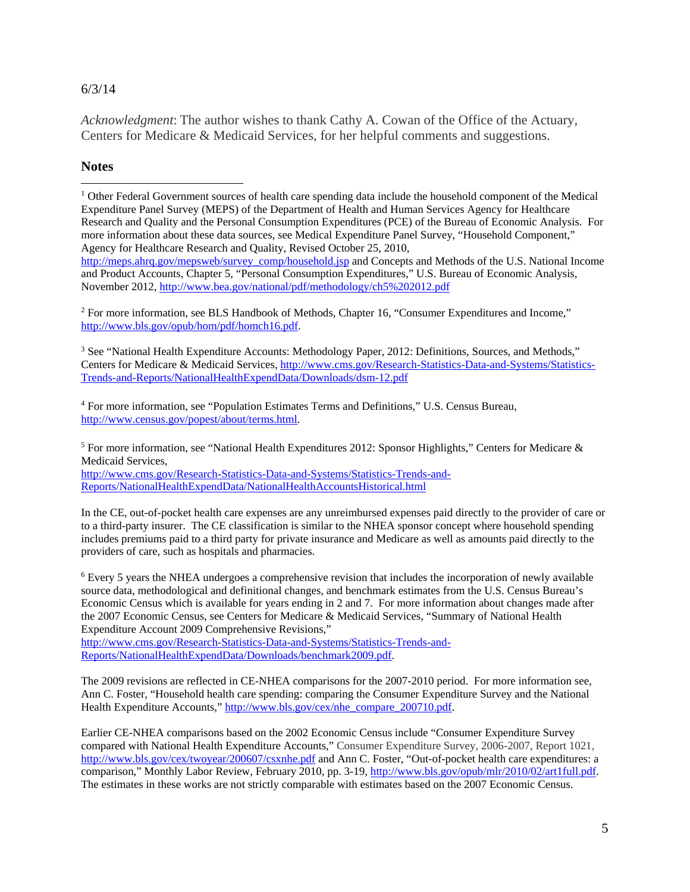6/3/14

*Acknowledgment*: The author wishes to thank Cathy A. Cowan of the Office of the Actuary, Centers for Medicare & Medicaid Services, for her helpful comments and suggestions.

## Notes

[1] Other Federal Government sources of health care spending data include the household component of the Medical Expenditure Panel Survey (MEPS) of the Department of Health and Human Services Agency for Healthcare Research and Quality and the Personal Consumption Expenditures (PCE) of the Bureau of Economic Analysis. For more information about these data sources, see Medical Expenditure Panel Survey, "Household Component," Agency for Healthcare Research and Quality, Revised October 25, 2010, http://meps.ahrq.gov/mepsweb/survey_comp/household.jsp and Concepts and Methods of the U.S. National Income and Product Accounts, Chapter 5, "Personal Consumption Expenditures," U.S. Bureau of Economic Analysis, November 2012, http://www.bea.gov/national/pdf/methodology/ch5%202012.pdf

[2] For more information, see BLS Handbook of Methods, Chapter 16, "Consumer Expenditures and Income," http://www.bls.gov/opub/hom/pdf/homch16.pdf.

[3] See "National Health Expenditure Accounts: Methodology Paper, 2012: Definitions, Sources, and Methods," Centers for Medicare & Medicaid Services, http://www.cms.gov/Research-Statistics-Data-and-Systems/Statistics-Trends-and-Reports/NationalHealthExpendData/Downloads/dsm-12.pdf

[4] For more information, see "Population Estimates Terms and Definitions," U.S. Census Bureau, http://www.census.gov/popest/about/terms.html.

[5] For more information, see "National Health Expenditures 2012: Sponsor Highlights," Centers for Medicare & Medicaid Services, http://www.cms.gov/Research-Statistics-Data-and-Systems/Statistics-Trends-and-Reports/NationalHealthExpendData/NationalHealthAccountsHistorical.html

In the CE, out-of-pocket health care expenses are any unreimbursed expenses paid directly to the provider of care or to a third-party insurer. The CE classification is similar to the NHEA sponsor concept where household spending includes premiums paid to a third party for private insurance and Medicare as well as amounts paid directly to the providers of care, such as hospitals and pharmacies.

[6] Every 5 years the NHEA undergoes a comprehensive revision that includes the incorporation of newly available source data, methodological and definitional changes, and benchmark estimates from the U.S. Census Bureau's Economic Census which is available for years ending in 2 and 7. For more information about changes made after the 2007 Economic Census, see Centers for Medicare & Medicaid Services, "Summary of National Health Expenditure Account 2009 Comprehensive Revisions," http://www.cms.gov/Research-Statistics-Data-and-Systems/Statistics-Trends-and-Reports/NationalHealthExpendData/Downloads/benchmark2009.pdf.

The 2009 revisions are reflected in CE-NHEA comparisons for the 2007-2010 period. For more information see, Ann C. Foster, "Household health care spending: comparing the Consumer Expenditure Survey and the National Health Expenditure Accounts," http://www.bls.gov/cex/nhe_compare_200710.pdf.

Earlier CE-NHEA comparisons based on the 2002 Economic Census include "Consumer Expenditure Survey compared with National Health Expenditure Accounts," Consumer Expenditure Survey, 2006-2007, Report 1021, http://www.bls.gov/cex/twoyear/200607/csxnhe.pdf and Ann C. Foster, "Out-of-pocket health care expenditures: a comparison," Monthly Labor Review, February 2010, pp. 3-19, http://www.bls.gov/opub/mlr/2010/02/art1full.pdf. The estimates in these works are not strictly comparable with estimates based on the 2007 Economic Census.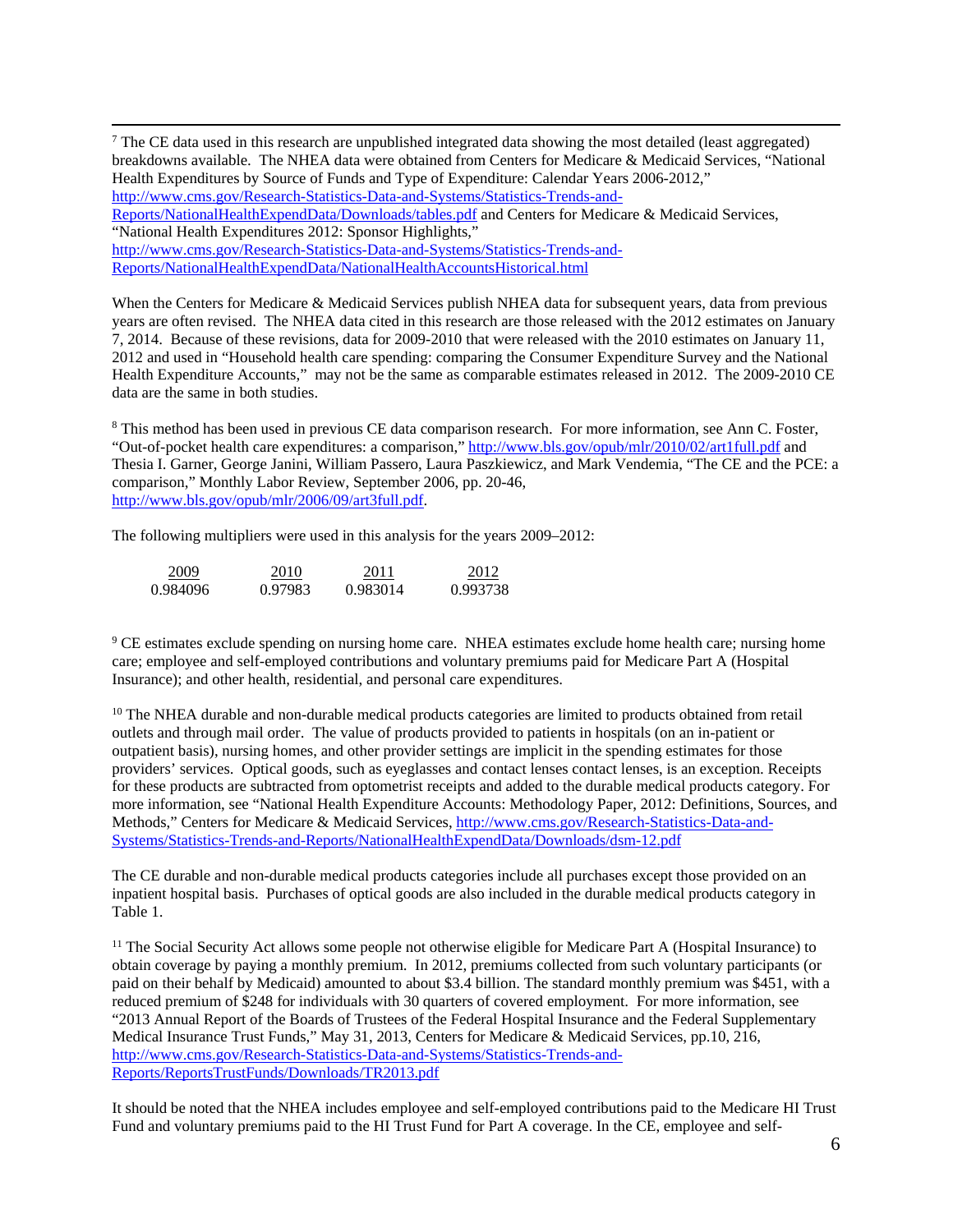[7] The CE data used in this research are unpublished integrated data showing the most detailed (least aggregated) breakdowns available. The NHEA data were obtained from Centers for Medicare & Medicaid Services, "National Health Expenditures by Source of Funds and Type of Expenditure: Calendar Years 2006-2012," http://www.cms.gov/Research-Statistics-Data-and-Systems/Statistics-Trends-and-Reports/NationalHealthExpendData/Downloads/tables.pdf and Centers for Medicare & Medicaid Services, "National Health Expenditures 2012: Sponsor Highlights," http://www.cms.gov/Research-Statistics-Data-and-Systems/Statistics-Trends-and-Reports/NationalHealthExpendData/NationalHealthAccountsHistorical.html

When the Centers for Medicare & Medicaid Services publish NHEA data for subsequent years, data from previous years are often revised. The NHEA data cited in this research are those released with the 2012 estimates on January 7, 2014. Because of these revisions, data for 2009-2010 that were released with the 2010 estimates on January 11, 2012 and used in "Household health care spending: comparing the Consumer Expenditure Survey and the National Health Expenditure Accounts," may not be the same as comparable estimates released in 2012. The 2009-2010 CE data are the same in both studies.

[8] This method has been used in previous CE data comparison research. For more information, see Ann C. Foster, "Out-of-pocket health care expenditures: a comparison," http://www.bls.gov/opub/mlr/2010/02/art1full.pdf and Thesia I. Garner, George Janini, William Passero, Laura Paszkiewicz, and Mark Vendemia, "The CE and the PCE: a comparison," Monthly Labor Review, September 2006, pp. 20-46, http://www.bls.gov/opub/mlr/2006/09/art3full.pdf.

The following multipliers were used in this analysis for the years 2009–2012:

| 2009 | 2010 | 2011 | 2012 |
|---|---|---|---|
| 0.984096 | 0.97983 | 0.983014 | 0.993738 |

[9] CE estimates exclude spending on nursing home care. NHEA estimates exclude home health care; nursing home care; employee and self-employed contributions and voluntary premiums paid for Medicare Part A (Hospital Insurance); and other health, residential, and personal care expenditures.

[10] The NHEA durable and non-durable medical products categories are limited to products obtained from retail outlets and through mail order. The value of products provided to patients in hospitals (on an in-patient or outpatient basis), nursing homes, and other provider settings are implicit in the spending estimates for those providers' services. Optical goods, such as eyeglasses and contact lenses contact lenses, is an exception. Receipts for these products are subtracted from optometrist receipts and added to the durable medical products category. For more information, see "National Health Expenditure Accounts: Methodology Paper, 2012: Definitions, Sources, and Methods," Centers for Medicare & Medicaid Services, http://www.cms.gov/Research-Statistics-Data-and-Systems/Statistics-Trends-and-Reports/NationalHealthExpendData/Downloads/dsm-12.pdf

The CE durable and non-durable medical products categories include all purchases except those provided on an inpatient hospital basis. Purchases of optical goods are also included in the durable medical products category in Table 1.

[11] The Social Security Act allows some people not otherwise eligible for Medicare Part A (Hospital Insurance) to obtain coverage by paying a monthly premium. In 2012, premiums collected from such voluntary participants (or paid on their behalf by Medicaid) amounted to about $3.4 billion. The standard monthly premium was $451, with a reduced premium of $248 for individuals with 30 quarters of covered employment. For more information, see "2013 Annual Report of the Boards of Trustees of the Federal Hospital Insurance and the Federal Supplementary Medical Insurance Trust Funds," May 31, 2013, Centers for Medicare & Medicaid Services, pp.10, 216, http://www.cms.gov/Research-Statistics-Data-and-Systems/Statistics-Trends-and-Reports/ReportsTrustFunds/Downloads/TR2013.pdf

It should be noted that the NHEA includes employee and self-employed contributions paid to the Medicare HI Trust Fund and voluntary premiums paid to the HI Trust Fund for Part A coverage. In the CE, employee and self-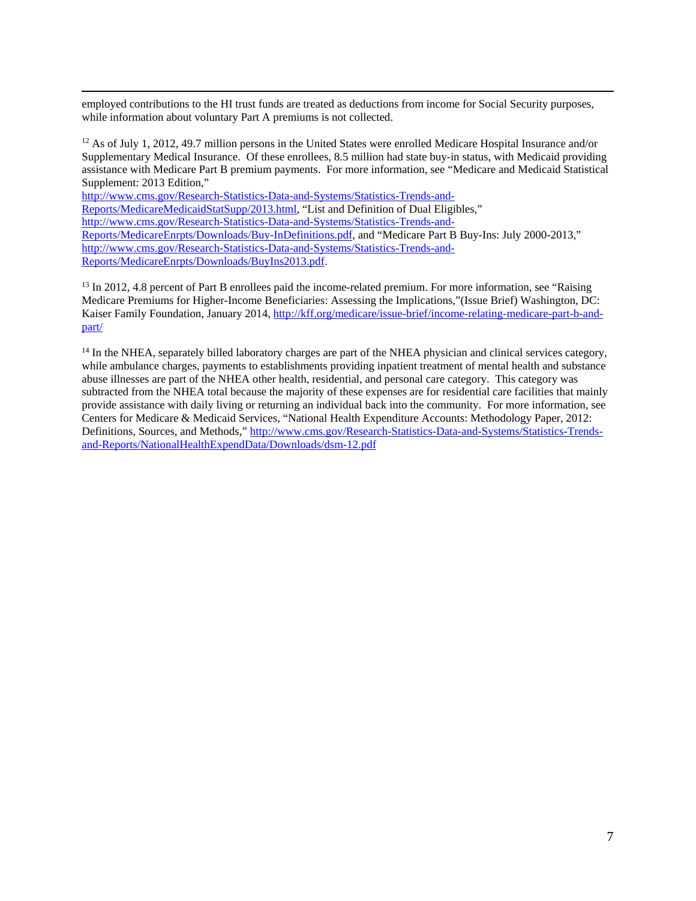employed contributions to the HI trust funds are treated as deductions from income for Social Security purposes, while information about voluntary Part A premiums is not collected.

[12] As of July 1, 2012, 49.7 million persons in the United States were enrolled Medicare Hospital Insurance and/or Supplementary Medical Insurance. Of these enrollees, 8.5 million had state buy-in status, with Medicaid providing assistance with Medicare Part B premium payments. For more information, see "Medicare and Medicaid Statistical Supplement: 2013 Edition," http://www.cms.gov/Research-Statistics-Data-and-Systems/Statistics-Trends-and-Reports/MedicareMedicaidStatSupp/2013.html, "List and Definition of Dual Eligibles," http://www.cms.gov/Research-Statistics-Data-and-Systems/Statistics-Trends-and-Reports/MedicareEnrpts/Downloads/Buy-InDefinitions.pdf, and "Medicare Part B Buy-Ins: July 2000-2013," http://www.cms.gov/Research-Statistics-Data-and-Systems/Statistics-Trends-and-Reports/MedicareEnrpts/Downloads/BuyIns2013.pdf.

[13] In 2012, 4.8 percent of Part B enrollees paid the income-related premium. For more information, see "Raising Medicare Premiums for Higher-Income Beneficiaries: Assessing the Implications,"(Issue Brief) Washington, DC: Kaiser Family Foundation, January 2014, http://kff.org/medicare/issue-brief/income-relating-medicare-part-b-and-part/

[14] In the NHEA, separately billed laboratory charges are part of the NHEA physician and clinical services category, while ambulance charges, payments to establishments providing inpatient treatment of mental health and substance abuse illnesses are part of the NHEA other health, residential, and personal care category. This category was subtracted from the NHEA total because the majority of these expenses are for residential care facilities that mainly provide assistance with daily living or returning an individual back into the community. For more information, see Centers for Medicare & Medicaid Services, "National Health Expenditure Accounts: Methodology Paper, 2012: Definitions, Sources, and Methods," http://www.cms.gov/Research-Statistics-Data-and-Systems/Statistics-Trends-and-Reports/NationalHealthExpendData/Downloads/dsm-12.pdf